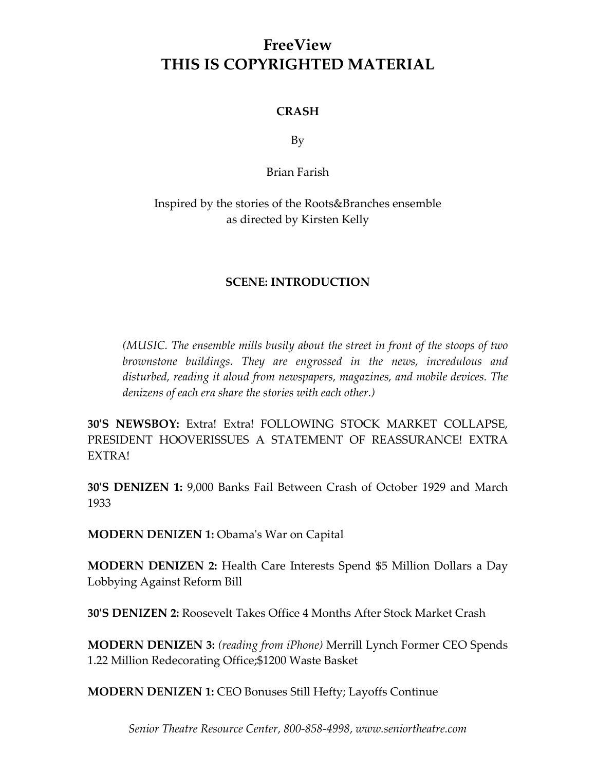# FreeView
# THIS IS COPYRIGHTED MATERIAL

**CRASH**

By

Brian Farish

Inspired by the stories of the Roots&Branches ensemble
as directed by Kirsten Kelly

## SCENE: INTRODUCTION

*(MUSIC. The ensemble mills busily about the street in front of the stoops of two brownstone buildings. They are engrossed in the news, incredulous and disturbed, reading it aloud from newspapers, magazines, and mobile devices. The denizens of each era share the stories with each other.)*

**30'S NEWSBOY:** Extra! Extra! FOLLOWING STOCK MARKET COLLAPSE, PRESIDENT HOOVERISSUES A STATEMENT OF REASSURANCE! EXTRA EXTRA!

**30'S DENIZEN 1:** 9,000 Banks Fail Between Crash of October 1929 and March 1933

**MODERN DENIZEN 1:** Obama's War on Capital

**MODERN DENIZEN 2:** Health Care Interests Spend $5 Million Dollars a Day Lobbying Against Reform Bill

**30'S DENIZEN 2:** Roosevelt Takes Office 4 Months After Stock Market Crash

**MODERN DENIZEN 3:** *(reading from iPhone)* Merrill Lynch Former CEO Spends 1.22 Million Redecorating Office;$1200 Waste Basket

**MODERN DENIZEN 1:** CEO Bonuses Still Hefty; Layoffs Continue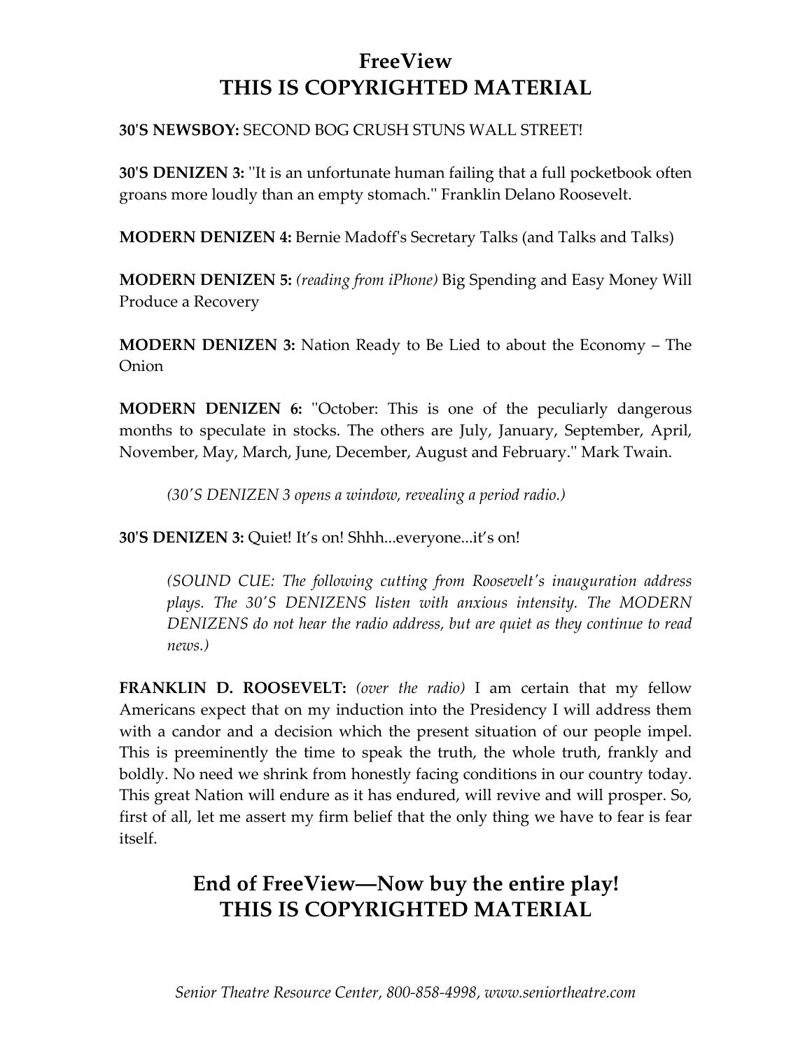**FreeView**
**THIS IS COPYRIGHTED MATERIAL**

**30'S NEWSBOY:** SECOND BOG CRUSH STUNS WALL STREET!

**30'S DENIZEN 3:** "It is an unfortunate human failing that a full pocketbook often groans more loudly than an empty stomach." Franklin Delano Roosevelt.

**MODERN DENIZEN 4:** Bernie Madoff's Secretary Talks (and Talks and Talks)

**MODERN DENIZEN 5:** *(reading from iPhone)* Big Spending and Easy Money Will Produce a Recovery

**MODERN DENIZEN 3:** Nation Ready to Be Lied to about the Economy – The Onion

**MODERN DENIZEN 6:** "October: This is one of the peculiarly dangerous months to speculate in stocks. The others are July, January, September, April, November, May, March, June, December, August and February." Mark Twain.

*(30'S DENIZEN 3 opens a window, revealing a period radio.)*

**30'S DENIZEN 3:** Quiet! It's on! Shhh...everyone...it's on!

*(SOUND CUE: The following cutting from Roosevelt's inauguration address plays. The 30'S DENIZENS listen with anxious intensity. The MODERN DENIZENS do not hear the radio address, but are quiet as they continue to read news.)*

**FRANKLIN D. ROOSEVELT:** *(over the radio)* I am certain that my fellow Americans expect that on my induction into the Presidency I will address them with a candor and a decision which the present situation of our people impel. This is preeminently the time to speak the truth, the whole truth, frankly and boldly. No need we shrink from honestly facing conditions in our country today. This great Nation will endure as it has endured, will revive and will prosper. So, first of all, let me assert my firm belief that the only thing we have to fear is fear itself.

**End of FreeView—Now buy the entire play!**
**THIS IS COPYRIGHTED MATERIAL**

*Senior Theatre Resource Center, 800-858-4998, www.seniortheatre.com*